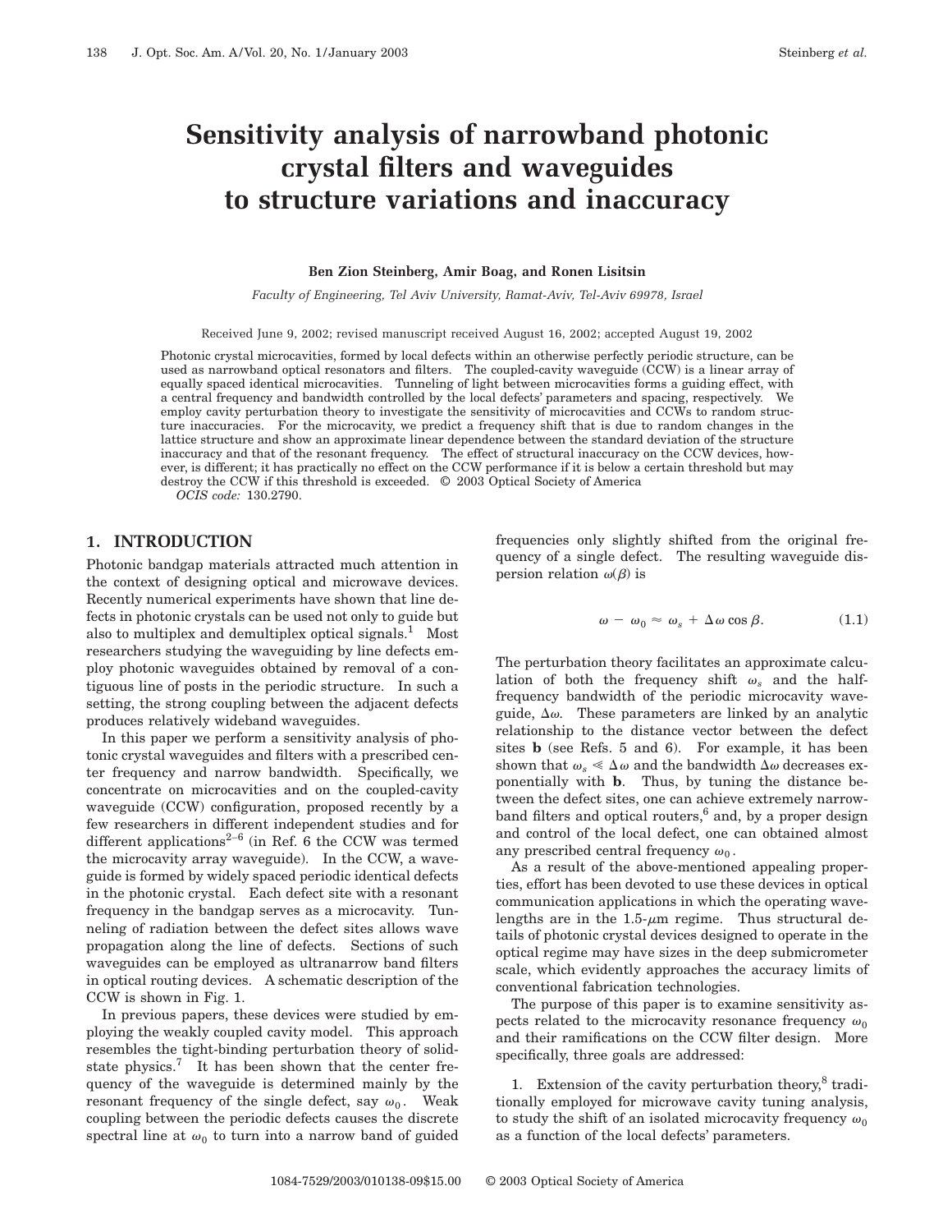# Sensitivity analysis of narrowband photonic crystal filters and waveguides to structure variations and inaccuracy

**Ben Zion Steinberg, Amir Boag, and Ronen Lisitsin**

*Faculty of Engineering, Tel Aviv University, Ramat-Aviv, Tel-Aviv 69978, Israel*

Received June 9, 2002; revised manuscript received August 16, 2002; accepted August 19, 2002

Photonic crystal microcavities, formed by local defects within an otherwise perfectly periodic structure, can be used as narrowband optical resonators and filters. The coupled-cavity waveguide (CCW) is a linear array of equally spaced identical microcavities. Tunneling of light between microcavities forms a guiding effect, with a central frequency and bandwidth controlled by the local defects' parameters and spacing, respectively. We employ cavity perturbation theory to investigate the sensitivity of microcavities and CCWs to random structure inaccuracies. For the microcavity, we predict a frequency shift that is due to random changes in the lattice structure and show an approximate linear dependence between the standard deviation of the structure inaccuracy and that of the resonant frequency. The effect of structural inaccuracy on the CCW devices, however, is different; it has practically no effect on the CCW performance if it is below a certain threshold but may destroy the CCW if this threshold is exceeded. © 2003 Optical Society of America

*OCIS code:* 130.2790.

## 1. INTRODUCTION

Photonic bandgap materials attracted much attention in the context of designing optical and microwave devices. Recently numerical experiments have shown that line defects in photonic crystals can be used not only to guide but also to multiplex and demultiplex optical signals.[1] Most researchers studying the waveguiding by line defects employ photonic waveguides obtained by removal of a contiguous line of posts in the periodic structure. In such a setting, the strong coupling between the adjacent defects produces relatively wideband waveguides.

In this paper we perform a sensitivity analysis of photonic crystal waveguides and filters with a prescribed center frequency and narrow bandwidth. Specifically, we concentrate on microcavities and on the coupled-cavity waveguide (CCW) configuration, proposed recently by a few researchers in different independent studies and for different applications[2–6] (in Ref. 6 the CCW was termed the microcavity array waveguide). In the CCW, a waveguide is formed by widely spaced periodic identical defects in the photonic crystal. Each defect site with a resonant frequency in the bandgap serves as a microcavity. Tunneling of radiation between the defect sites allows wave propagation along the line of defects. Sections of such waveguides can be employed as ultranarrow band filters in optical routing devices. A schematic description of the CCW is shown in Fig. 1.

In previous papers, these devices were studied by employing the weakly coupled cavity model. This approach resembles the tight-binding perturbation theory of solid-state physics.[7] It has been shown that the center frequency of the waveguide is determined mainly by the resonant frequency of the single defect, say $\omega_0$. Weak coupling between the periodic defects causes the discrete spectral line at $\omega_0$ to turn into a narrow band of guided frequencies only slightly shifted from the original frequency of a single defect. The resulting waveguide dispersion relation $\omega(\beta)$ is

$$\omega - \omega_0 \approx \omega_s + \Delta\omega \cos\beta. \tag{1.1}$$

The perturbation theory facilitates an approximate calculation of both the frequency shift $\omega_s$ and the half-frequency bandwidth of the periodic microcavity waveguide, $\Delta\omega$. These parameters are linked by an analytic relationship to the distance vector between the defect sites $\mathbf{b}$ (see Refs. 5 and 6). For example, it has been shown that $\omega_s \ll \Delta\omega$ and the bandwidth $\Delta\omega$ decreases exponentially with $\mathbf{b}$. Thus, by tuning the distance between the defect sites, one can achieve extremely narrowband filters and optical routers,[6] and, by a proper design and control of the local defect, one can obtained almost any prescribed central frequency $\omega_0$.

As a result of the above-mentioned appealing properties, effort has been devoted to use these devices in optical communication applications in which the operating wavelengths are in the 1.5-$\mu$m regime. Thus structural details of photonic crystal devices designed to operate in the optical regime may have sizes in the deep submicrometer scale, which evidently approaches the accuracy limits of conventional fabrication technologies.

The purpose of this paper is to examine sensitivity aspects related to the microcavity resonance frequency $\omega_0$ and their ramifications on the CCW filter design. More specifically, three goals are addressed:

1. Extension of the cavity perturbation theory,[8] traditionally employed for microwave cavity tuning analysis, to study the shift of an isolated microcavity frequency $\omega_0$ as a function of the local defects' parameters.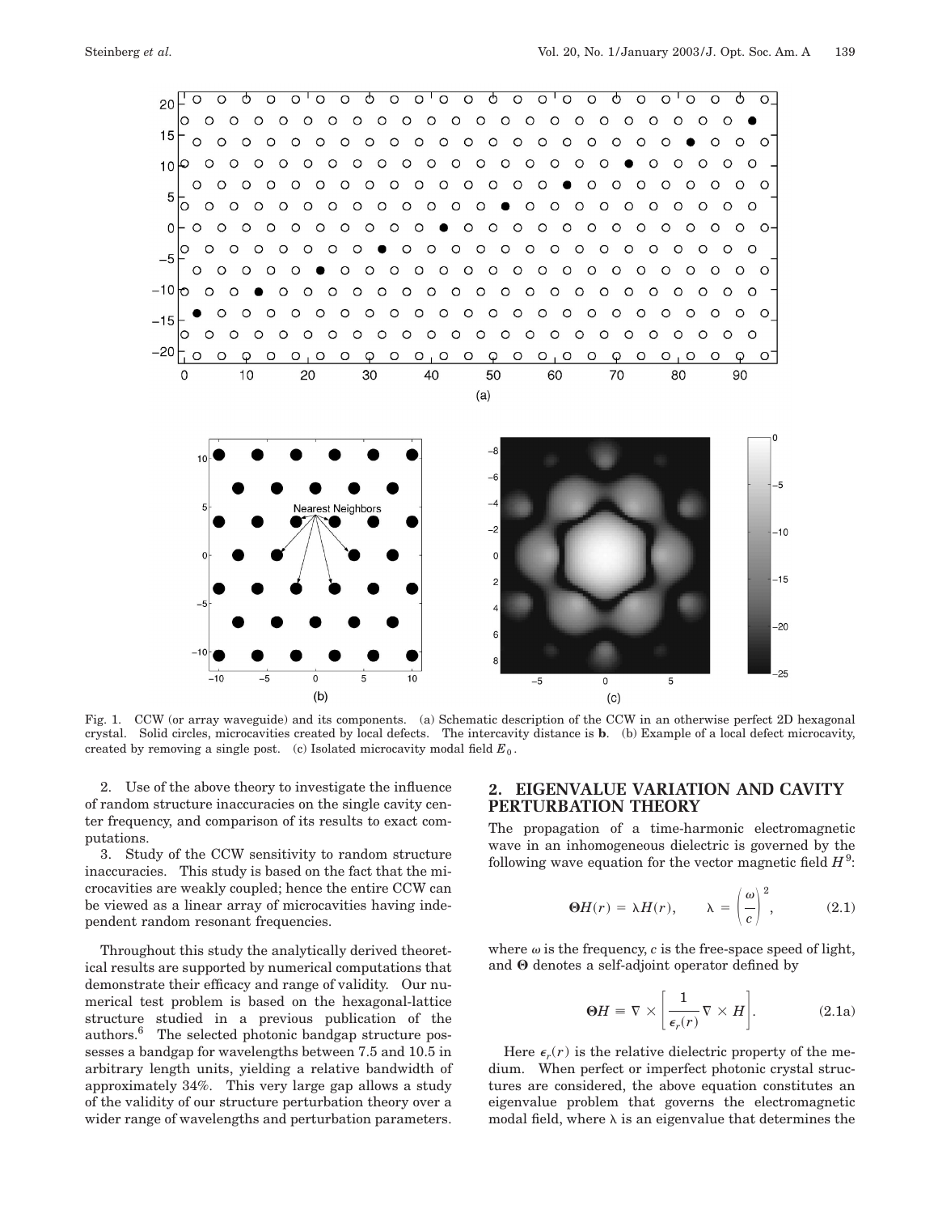Fig. 1. CCW (or array waveguide) and its components. (a) Schematic description of the CCW in an otherwise perfect 2D hexagonal crystal. Solid circles, microcavities created by local defects. The intercavity distance is **b**. (b) Example of a local defect microcavity, created by removing a single post. (c) Isolated microcavity modal field $E_0$.

2. Use of the above theory to investigate the influence of random structure inaccuracies on the single cavity center frequency, and comparison of its results to exact computations.

3. Study of the CCW sensitivity to random structure inaccuracies. This study is based on the fact that the microcavities are weakly coupled; hence the entire CCW can be viewed as a linear array of microcavities having independent random resonant frequencies.

Throughout this study the analytically derived theoretical results are supported by numerical computations that demonstrate their efficacy and range of validity. Our numerical test problem is based on the hexagonal-lattice structure studied in a previous publication of the authors.[6] The selected photonic bandgap structure possesses a bandgap for wavelengths between 7.5 and 10.5 in arbitrary length units, yielding a relative bandwidth of approximately 34%. This very large gap allows a study of the validity of our structure perturbation theory over a wider range of wavelengths and perturbation parameters.

## 2. EIGENVALUE VARIATION AND CAVITY PERTURBATION THEORY

The propagation of a time-harmonic electromagnetic wave in an inhomogeneous dielectric is governed by the following wave equation for the vector magnetic field $H$[9]:

$$\mathbf{\Theta} H(r) = \lambda H(r), \qquad \lambda = \left(\frac{\omega}{c}\right)^2, \tag{2.1}$$

where $\omega$ is the frequency, $c$ is the free-space speed of light, and $\mathbf{\Theta}$ denotes a self-adjoint operator defined by

$$\mathbf{\Theta} H \equiv \nabla \times \left[\frac{1}{\epsilon_r(r)} \nabla \times H\right]. \tag{2.1a}$$

Here $\epsilon_r(r)$ is the relative dielectric property of the medium. When perfect or imperfect photonic crystal structures are considered, the above equation constitutes an eigenvalue problem that governs the electromagnetic modal field, where $\lambda$ is an eigenvalue that determines the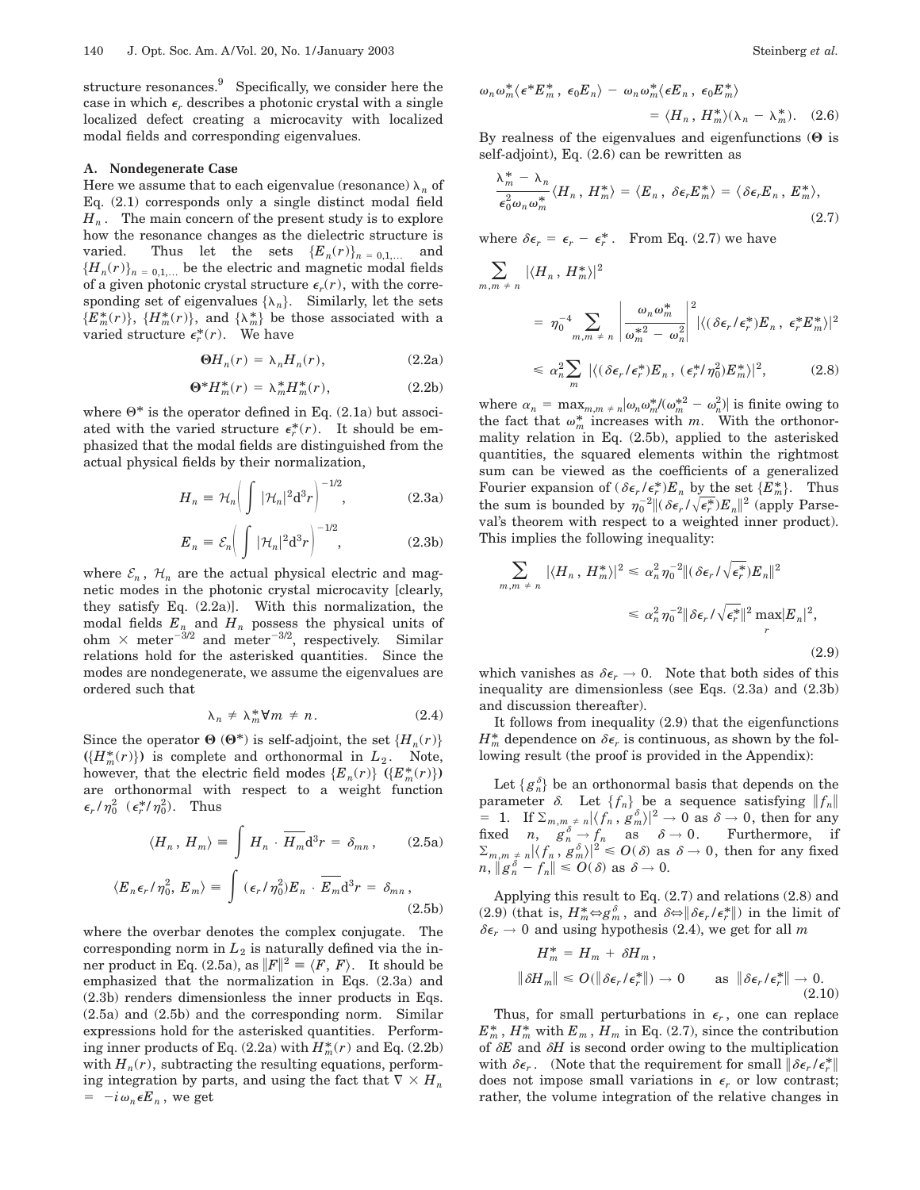structure resonances.[9] Specifically, we consider here the case in which $\epsilon_r$ describes a photonic crystal with a single localized defect creating a microcavity with localized modal fields and corresponding eigenvalues.

### A. Nondegenerate Case

Here we assume that to each eigenvalue (resonance) $\lambda_n$ of Eq. (2.1) corresponds only a single distinct modal field $H_n$. The main concern of the present study is to explore how the resonance changes as the dielectric structure is varied. Thus let the sets $\{E_n(r)\}_{n=0,1,\ldots}$ and $\{H_n(r)\}_{n=0,1,\ldots}$ be the electric and magnetic modal fields of a given photonic crystal structure $\epsilon_r(r)$, with the corresponding set of eigenvalues $\{\lambda_n\}$. Similarly, let the sets $\{E_m^*(r)\}$, $\{H_m^*(r)\}$, and $\{\lambda_m^*\}$ be those associated with a varied structure $\epsilon_r^*(r)$. We have

$$\Theta H_n(r) = \lambda_n H_n(r), \tag{2.2a}$$

$$\Theta^* H_m^*(r) = \lambda_m^* H_m^*(r), \tag{2.2b}$$

where $\Theta^*$ is the operator defined in Eq. (2.1a) but associated with the varied structure $\epsilon_r^*(r)$. It should be emphasized that the modal fields are distinguished from the actual physical fields by their normalization,

$$H_n \equiv \mathcal{H}_n \left( \int |\mathcal{H}_n|^2 \mathrm{d}^3 r \right)^{-1/2}, \tag{2.3a}$$

$$E_n \equiv \mathcal{E}_n \left( \int |\mathcal{H}_n|^2 \mathrm{d}^3 r \right)^{-1/2}, \tag{2.3b}$$

where $\mathcal{E}_n$, $\mathcal{H}_n$ are the actual physical electric and magnetic modes in the photonic crystal microcavity [clearly, they satisfy Eq. (2.2a)]. With this normalization, the modal fields $E_n$ and $H_n$ possess the physical units of ohm $\times$ meter$^{-3/2}$ and meter$^{-3/2}$, respectively. Similar relations hold for the asterisked quantities. Since the modes are nondegenerate, we assume the eigenvalues are ordered such that

$$\lambda_n \neq \lambda_m^* \forall m \neq n. \tag{2.4}$$

Since the operator $\Theta$ ($\Theta^*$) is self-adjoint, the set $\{H_n(r)\}$ ($\{H_m^*(r)\}$) is complete and orthonormal in $L_2$. Note, however, that the electric field modes $\{E_n(r)\}$ ($\{E_m^*(r)\}$) are orthonormal with respect to a weight function $\epsilon_r/\eta_0^2$ ($\epsilon_r^*/\eta_0^2$). Thus

$$\langle H_n, H_m \rangle \equiv \int H_n \cdot \overline{H_m} \mathrm{d}^3 r = \delta_{mn}, \tag{2.5a}$$

$$\langle E_n \epsilon_r/\eta_0^2, E_m \rangle \equiv \int (\epsilon_r/\eta_0^2) E_n \cdot \overline{E_m} \mathrm{d}^3 r = \delta_{mn}, \tag{2.5b}$$

where the overbar denotes the complex conjugate. The corresponding norm in $L_2$ is naturally defined via the inner product in Eq. (2.5a), as $\|F\|^2 \equiv \langle F, F \rangle$. It should be emphasized that the normalization in Eqs. (2.3a) and (2.3b) renders dimensionless the inner products in Eqs. (2.5a) and (2.5b) and the corresponding norm. Similar expressions hold for the asterisked quantities. Performing inner products of Eq. (2.2a) with $H_m^*(r)$ and Eq. (2.2b) with $H_n(r)$, subtracting the resulting equations, performing integration by parts, and using the fact that $\nabla \times H_n = -i\omega_n \epsilon E_n$, we get

$$\omega_n \omega_m^* \langle \epsilon^* E_m^*, \epsilon_0 E_n \rangle - \omega_n \omega_m^* \langle \epsilon E_n, \epsilon_0 E_m^* \rangle = \langle H_n, H_m^* \rangle (\lambda_n - \lambda_m^*). \tag{2.6}$$

By realness of the eigenvalues and eigenfunctions ($\Theta$ is self-adjoint), Eq. (2.6) can be rewritten as

$$\frac{\lambda_m^* - \lambda_n}{\epsilon_0^2 \omega_n \omega_m^*} \langle H_n, H_m^* \rangle = \langle E_n, \delta\epsilon_r E_m^* \rangle = \langle \delta\epsilon_r E_n, E_m^* \rangle, \tag{2.7}$$

where $\delta\epsilon_r = \epsilon_r - \epsilon_r^*$. From Eq. (2.7) we have

$$\begin{aligned} \sum_{m, m \neq n} |\langle H_n, H_m^* \rangle|^2 &= \eta_0^{-4} \sum_{m, m \neq n} \left| \frac{\omega_n \omega_m^*}{\omega_m^{*2} - \omega_n^2} \right|^2 |\langle (\delta\epsilon_r/\epsilon_r^*) E_n, \epsilon_r^* E_m^* \rangle|^2 \\ &\leqslant \alpha_n^2 \sum_m |\langle (\delta\epsilon_r/\epsilon_r^*) E_n, (\epsilon_r^*/\eta_0^2) E_m^* \rangle|^2, \end{aligned} \tag{2.8}$$

where $\alpha_n = \max_{m, m \neq n} |\omega_n \omega_m^* / (\omega_m^{*2} - \omega_n^2)|$ is finite owing to the fact that $\omega_m^*$ increases with $m$. With the orthonormality relation in Eq. (2.5b), applied to the asterisked quantities, the squared elements within the rightmost sum can be viewed as the coefficients of a generalized Fourier expansion of $(\delta\epsilon_r/\epsilon_r^*) E_n$ by the set $\{E_m^*\}$. Thus the sum is bounded by $\eta_0^{-2} \|(\delta\epsilon_r/\sqrt{\epsilon_r^*}) E_n\|^2$ (apply Parseval's theorem with respect to a weighted inner product). This implies the following inequality:

$$\begin{aligned} \sum_{m, m \neq n} |\langle H_n, H_m^* \rangle|^2 &\leqslant \alpha_n^2 \eta_0^{-2} \|(\delta\epsilon_r/\sqrt{\epsilon_r^*}) E_n\|^2 \\ &\leqslant \alpha_n^2 \eta_0^{-2} \|\delta\epsilon_r/\sqrt{\epsilon_r^*}\|^2 \max_r |E_n|^2, \end{aligned} \tag{2.9}$$

which vanishes as $\delta\epsilon_r \to 0$. Note that both sides of this inequality are dimensionless (see Eqs. (2.3a) and (2.3b) and discussion thereafter).

It follows from inequality (2.9) that the eigenfunctions $H_m^*$ dependence on $\delta\epsilon_r$ is continuous, as shown by the following result (the proof is provided in the Appendix):

Let $\{g_n^\delta\}$ be an orthonormal basis that depends on the parameter $\delta$. Let $\{f_n\}$ be a sequence satisfying $\|f_n\| = 1$. If $\Sigma_{m, m \neq n} |\langle f_n, g_m^\delta \rangle|^2 \to 0$ as $\delta \to 0$, then for any fixed $n$, $g_n^\delta \to f_n$ as $\delta \to 0$. Furthermore, if $\Sigma_{m, m \neq n} |\langle f_n, g_m^\delta \rangle|^2 \leqslant O(\delta)$ as $\delta \to 0$, then for any fixed $n$, $\|g_n^\delta - f_n\| \leqslant O(\delta)$ as $\delta \to 0$.

Applying this result to Eq. (2.7) and relations (2.8) and (2.9) (that is, $H_m^* \Leftrightarrow g_n^\delta$, and $\delta \Leftrightarrow \|\delta\epsilon_r/\epsilon_r^*\|$) in the limit of $\delta\epsilon_r \to 0$ and using hypothesis (2.4), we get for all $m$

$$\begin{aligned} H_m^* &= H_m + \delta H_m, \\ \|\delta H_m\| &\leqslant O(\|\delta\epsilon_r/\epsilon_r^*\|) \to 0 \qquad \text{as } \|\delta\epsilon_r/\epsilon_r^*\| \to 0. \end{aligned} \tag{2.10}$$

Thus, for small perturbations in $\epsilon_r$, one can replace $E_m^*$, $H_m^*$ with $E_m$, $H_m$ in Eq. (2.7), since the contribution of $\delta E$ and $\delta H$ is second order owing to the multiplication with $\delta\epsilon_r$. (Note that the requirement for small $\|\delta\epsilon_r/\epsilon_r^*\|$ does not impose small variations in $\epsilon_r$ or low contrast; rather, the volume integration of the relative changes in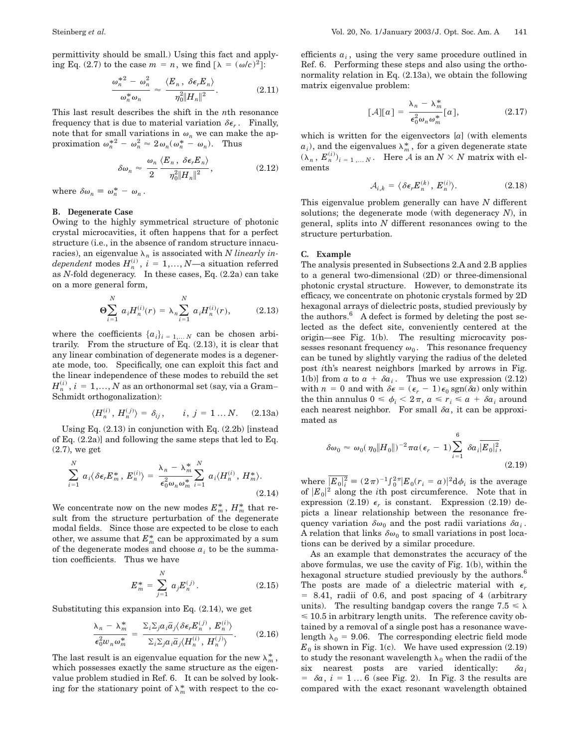permittivity should be small.) Using this fact and applying Eq. (2.7) to the case $m = n$, we find $[\lambda = (\omega/c)^2]$:

$$\frac{\omega_n^{*2} - \omega_n^2}{\omega_n^* \omega_n} \approx \frac{\langle E_n, \delta\epsilon_r E_n \rangle}{\eta_0^2 \|H_n\|^2}. \tag{2.11}$$

This last result describes the shift in the $n$th resonance frequency that is due to material variation $\delta\epsilon_r$. Finally, note that for small variations in $\omega_n$ we can make the approximation $\omega_n^{*2} - \omega_n^2 \approx 2\omega_n(\omega_n^* - \omega_n)$. Thus

$$\delta\omega_n \approx \frac{\omega_n}{2} \frac{\langle E_n, \delta\epsilon_r E_n \rangle}{\eta_0^2 \|H_n\|^2}, \tag{2.12}$$

where $\delta\omega_n \equiv \omega_n^* - \omega_n$.

### B. Degenerate Case

Owing to the highly symmetrical structure of photonic crystal microcavities, it often happens that for a perfect structure (i.e., in the absence of random structure innacuracies), an eigenvalue $\lambda_n$ is associated with $N$ *linearly independent* modes $H_n^{(i)}$, $i = 1,\ldots, N$—a situation referred as $N$-fold degeneracy. In these cases, Eq. (2.2a) can take on a more general form,

$$\Theta \sum_{i=1}^{N} a_i H_n^{(i)}(r) = \lambda_n \sum_{i=1}^{N} a_i H_n^{(i)}(r), \tag{2.13}$$

where the coefficients $\{a_i\}_{i=1,\ldots N}$ can be chosen arbitrarily. From the structure of Eq. (2.13), it is clear that any linear combination of degenerate modes is a degenerate mode, too. Specifically, one can exploit this fact and the linear independence of these modes to rebuild the set $H_n^{(i)}$, $i = 1,\ldots, N$ as an orthonormal set (say, via a Gram–Schmidt orthogonalization):

$$\langle H_n^{(i)}, H_n^{(j)} \rangle = \delta_{ij}, \qquad i, j = 1 \ldots N. \tag{2.13a}$$

Using Eq. (2.13) in conjunction with Eq. (2.2b) [instead of Eq. (2.2a)] and following the same steps that led to Eq. (2.7), we get

$$\sum_{i=1}^{N} a_i \langle \delta\epsilon_r E_m^*, E_n^{(i)} \rangle = \frac{\lambda_n - \lambda_m^*}{\epsilon_0^2 \omega_n \omega_m^*} \sum_{i=1}^{N} a_i \langle H_n^{(i)}, H_m^* \rangle. \tag{2.14}$$

We concentrate now on the new modes $E_m^*$, $H_m^*$ that result from the structure perturbation of the degenerate modal fields. Since those are expected to be close to each other, we assume that $E_m^*$ can be approximated by a sum of the degenerate modes and choose $a_i$ to be the summation coefficients. Thus we have

$$E_m^* = \sum_{j=1}^{N} a_j E_n^{(j)}. \tag{2.15}$$

Substituting this expansion into Eq. (2.14), we get

$$\frac{\lambda_n - \lambda_m^*}{\epsilon_0^2 w_n \omega_m^*} = \frac{\Sigma_i \Sigma_j a_i \bar{a}_j \langle \delta\epsilon_r E_n^{(j)}, E_n^{(i)} \rangle}{\Sigma_i \Sigma_j a_i \bar{a}_j \langle H_n^{(i)}, H_n^{(j)} \rangle}. \tag{2.16}$$

The last result is an eigenvalue equation for the new $\lambda_m^*$, which possesses exactly the same structure as the eigenvalue problem studied in Ref. 6. It can be solved by looking for the stationary point of $\lambda_m^*$ with respect to the coefficients $a_i$, using the very same procedure outlined in Ref. 6. Performing these steps and also using the orthonormality relation in Eq. (2.13a), we obtain the following matrix eigenvalue problem:

$$[\mathcal{A}][a] = \frac{\lambda_n - \lambda_m^*}{\epsilon_0^2 \omega_n \omega_m^*} [a], \tag{2.17}$$

which is written for the eigenvectors $[a]$ (with elements $a_i$), and the eigenvalues $\lambda_m^*$, for a given degenerate state $(\lambda_n, E_n^{(i)})_{i=1,\ldots N}$. Here $\mathcal{A}$ is an $N \times N$ matrix with elements

$$\mathcal{A}_{i,k} = \langle \delta\epsilon_r E_n^{(k)}, E_n^{(i)} \rangle. \tag{2.18}$$

This eigenvalue problem generally can have $N$ different solutions; the degenerate mode (with degeneracy $N$), in general, splits into $N$ different resonances owing to the structure perturbation.

### C. Example

The analysis presented in Subsections 2.A and 2.B applies to a general two-dimensional (2D) or three-dimensional photonic crystal structure. However, to demonstrate its efficacy, we concentrate on photonic crystals formed by 2D hexagonal arrays of dielectric posts, studied previously by the authors.[6] A defect is formed by deleting the post selected as the defect site, conveniently centered at the origin—see Fig. 1(b). The resulting microcavity possesses resonant frequency $\omega_0$. This resonance frequency can be tuned by slightly varying the radius of the deleted post $i$th's nearest neighbors [marked by arrows in Fig. 1(b)] from $a$ to $a + \delta a_i$. Thus we use expression (2.12) with $n = 0$ and with $\delta\epsilon = (\epsilon_r - 1)\epsilon_0 \,\mathrm{sgn}(\delta a)$ only within the thin annulus $0 \leq \phi_i < 2\pi$, $a \leq r_i \leq a + \delta a_i$ around each nearest neighbor. For small $\delta a$, it can be approximated as

$$\delta\omega_0 \approx \omega_0(\eta_0 \|H_0\|)^{-2} \pi a (\epsilon_r - 1) \sum_{i=1}^{6} \delta a_i \overline{|E_0|_i^2}, \tag{2.19}$$

where $\overline{|E_0|_i^2} \equiv (2\pi)^{-1} \int_0^{2\pi} |E_0(r_i = a)|^2 \mathrm{d}\phi_i$ is the average of $|E_0|^2$ along the $i$th post circumference. Note that in expression (2.19) $\epsilon_r$ is constant. Expression (2.19) depicts a linear relationship between the resonance frequency variation $\delta\omega_0$ and the post radii variations $\delta a_i$. A relation that links $\delta\omega_0$ to small variations in post locations can be derived by a similar procedure.

As an example that demonstrates the accuracy of the above formulas, we use the cavity of Fig. 1(b), within the hexagonal structure studied previously by the authors.[6] The posts are made of a dielectric material with $\epsilon_r = 8.41$, radii of 0.6, and post spacing of 4 (arbitrary units). The resulting bandgap covers the range $7.5 \leq \lambda \leq 10.5$ in arbitrary length units. The reference cavity obtained by a removal of a single post has a resonance wavelength $\lambda_0 = 9.06$. The corresponding electric field mode $E_0$ is shown in Fig. 1(c). We have used expression (2.19) to study the resonant wavelength $\lambda_0$ when the radii of the six nearest posts are varied identically: $\delta a_i = \delta a$, $i = 1 \ldots 6$ (see Fig. 2). In Fig. 3 the results are compared with the exact resonant wavelength obtained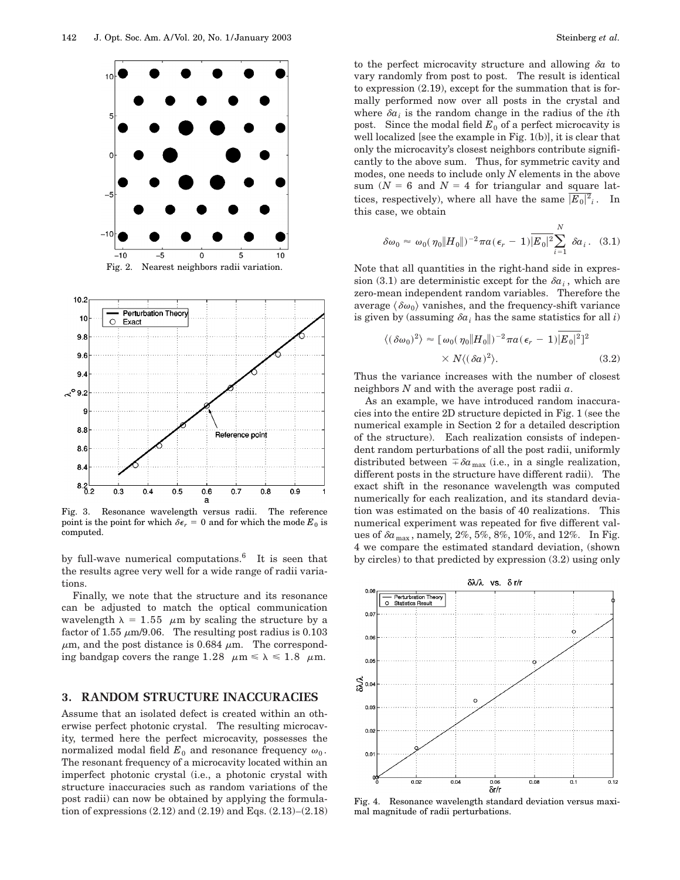Fig. 2. Nearest neighbors radii variation.

Fig. 3. Resonance wavelength versus radii. The reference point is the point for which $\delta\epsilon_r = 0$ and for which the mode $E_0$ is computed.

by full-wave numerical computations.[6] It is seen that the results agree very well for a wide range of radii variations.

Finally, we note that the structure and its resonance can be adjusted to match the optical communication wavelength $\lambda = 1.55$ $\mu$m by scaling the structure by a factor of 1.55 $\mu$m/9.06. The resulting post radius is 0.103 $\mu$m, and the post distance is 0.684 $\mu$m. The corresponding bandgap covers the range $1.28$ $\mu\text{m} \leqslant \lambda \leqslant 1.8$ $\mu$m.

## 3. RANDOM STRUCTURE INACCURACIES

Assume that an isolated defect is created within an otherwise perfect photonic crystal. The resulting microcavity, termed here the perfect microcavity, possesses the normalized modal field $E_0$ and resonance frequency $\omega_0$. The resonant frequency of a microcavity located within an imperfect photonic crystal (i.e., a photonic crystal with structure inaccuracies such as random variations of the post radii) can now be obtained by applying the formulation of expressions (2.12) and (2.19) and Eqs. (2.13)–(2.18) to the perfect microcavity structure and allowing $\delta a$ to vary randomly from post to post. The result is identical to expression (2.19), except for the summation that is formally performed now over all posts in the crystal and where $\delta a_i$ is the random change in the radius of the $i$th post. Since the modal field $E_0$ of a perfect microcavity is well localized [see the example in Fig. 1(b)], it is clear that only the microcavity's closest neighbors contribute significantly to the above sum. Thus, for symmetric cavity and modes, one needs to include only $N$ elements in the above sum ($N = 6$ and $N = 4$ for triangular and square lattices, respectively), where all have the same $\overline{|E_0|^2}_i$. In this case, we obtain

$$\delta\omega_0 \approx \omega_0(\eta_0 \|H_0\|)^{-2} \pi a(\epsilon_r - 1)\overline{|E_0|^2} \sum_{i=1}^{N} \delta a_i . \quad (3.1)$$

Note that all quantities in the right-hand side in expression (3.1) are deterministic except for the $\delta a_i$, which are zero-mean independent random variables. Therefore the average $\langle \delta\omega_0 \rangle$ vanishes, and the frequency-shift variance is given by (assuming $\delta a_i$ has the same statistics for all $i$)

$$\langle (\delta\omega_0)^2 \rangle \approx [\omega_0(\eta_0 \|H_0\|)^{-2} \pi a(\epsilon_r - 1)\overline{|E_0|^2}]^2 \times N\langle (\delta a)^2 \rangle . \quad (3.2)$$

Thus the variance increases with the number of closest neighbors $N$ and with the average post radii $a$.

As an example, we have introduced random inaccuracies into the entire 2D structure depicted in Fig. 1 (see the numerical example in Section 2 for a detailed description of the structure). Each realization consists of independent random perturbations of all the post radii, uniformly distributed between $\mp \delta a_{\max}$ (i.e., in a single realization, different posts in the structure have different radii). The exact shift in the resonance wavelength was computed numerically for each realization, and its standard deviation was estimated on the basis of 40 realizations. This numerical experiment was repeated for five different values of $\delta a_{\max}$, namely, 2%, 5%, 8%, 10%, and 12%. In Fig. 4 we compare the estimated standard deviation, (shown by circles) to that predicted by expression (3.2) using only

Fig. 4. Resonance wavelength standard deviation versus maximal magnitude of radii perturbations.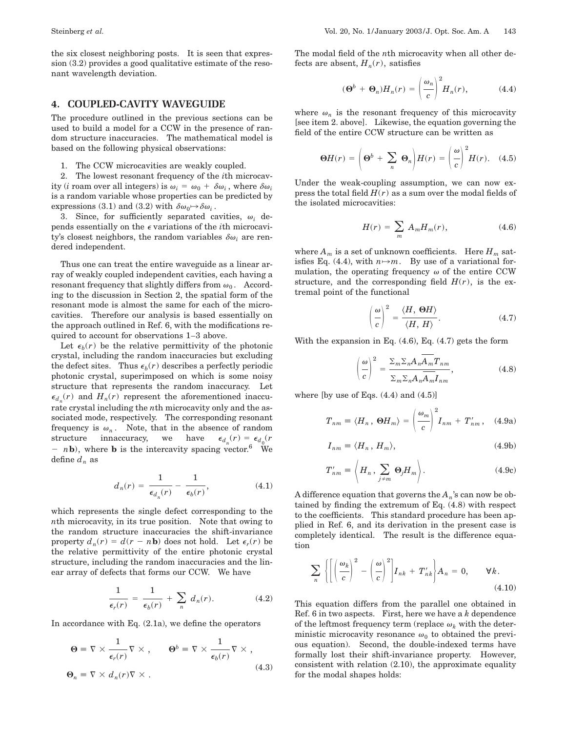the six closest neighboring posts. It is seen that expression (3.2) provides a good qualitative estimate of the resonant wavelength deviation.

## 4. COUPLED-CAVITY WAVEGUIDE

The procedure outlined in the previous sections can be used to build a model for a CCW in the presence of random structure inaccuracies. The mathematical model is based on the following physical observations:

1. The CCW microcavities are weakly coupled.
2. The lowest resonant frequency of the $i$th microcavity ($i$ roam over all integers) is $\omega_i = \omega_0 + \delta\omega_i$, where $\delta\omega_i$ is a random variable whose properties can be predicted by expressions (3.1) and (3.2) with $\delta\omega_0 \mapsto \delta\omega_i$.
3. Since, for sufficiently separated cavities, $\omega_i$ depends essentially on the $\epsilon$ variations of the $i$th microcavity's closest neighbors, the random variables $\delta\omega_i$ are rendered independent.

Thus one can treat the entire waveguide as a linear array of weakly coupled independent cavities, each having a resonant frequency that slightly differs from $\omega_0$. According to the discussion in Section 2, the spatial form of the resonant mode is almost the same for each of the microcavities. Therefore our analysis is based essentially on the approach outlined in Ref. 6, with the modifications required to account for observations 1–3 above.

Let $\epsilon_b(r)$ be the relative permittivity of the photonic crystal, including the random inaccuracies but excluding the defect sites. Thus $\epsilon_b(r)$ describes a perfectly periodic photonic crystal, superimposed on which is some noisy structure that represents the random inaccuracy. Let $\epsilon_{d_n}(r)$ and $H_n(r)$ represent the aforementioned inaccurate crystal including the $n$th microcavity only and the associated mode, respectively. The corresponding resonant frequency is $\omega_n$. Note, that in the absence of random structure innaccuracy, we have $\epsilon_{d_n}(r) = \epsilon_{d_0}(r - n\mathbf{b})$, where $\mathbf{b}$ is the intercavity spacing vector.[6] We define $d_n$ as

$$d_n(r) = \frac{1}{\epsilon_{d_n}(r)} - \frac{1}{\epsilon_b(r)}, \tag{4.1}$$

which represents the single defect corresponding to the $n$th microcavity, in its true position. Note that owing to the random structure inaccuracies the shift-invariance property $d_n(r) = d(r - n\mathbf{b})$ does not hold. Let $\epsilon_r(r)$ be the relative permittivity of the entire photonic crystal structure, including the random inaccuracies and the linear array of defects that forms our CCW. We have

$$\frac{1}{\epsilon_r(r)} = \frac{1}{\epsilon_b(r)} + \sum_n d_n(r). \tag{4.2}$$

In accordance with Eq. (2.1a), we define the operators

$$\Theta \equiv \nabla \times \frac{1}{\epsilon_r(r)} \nabla \times, \qquad \Theta^b \equiv \nabla \times \frac{1}{\epsilon_b(r)} \nabla \times,$$
$$\Theta_n \equiv \nabla \times d_n(r) \nabla \times . \tag{4.3}$$

The modal field of the $n$th microcavity when all other defects are absent, $H_n(r)$, satisfies

$$(\Theta^b + \Theta_n) H_n(r) = \left(\frac{\omega_n}{c}\right)^2 H_n(r), \tag{4.4}$$

where $\omega_n$ is the resonant frequency of this microcavity [see item 2. above]. Likewise, the equation governing the field of the entire CCW structure can be written as

$$\Theta H(r) = \left(\Theta^b + \sum_n \Theta_n\right) H(r) = \left(\frac{\omega}{c}\right)^2 H(r). \tag{4.5}$$

Under the weak-coupling assumption, we can now express the total field $H(r)$ as a sum over the modal fields of the isolated microcavities:

$$H(r) = \sum_m A_m H_m(r), \tag{4.6}$$

where $A_m$ is a set of unknown coefficients. Here $H_m$ satisfies Eq. (4.4), with $n \mapsto m$. By use of a variational formulation, the operating frequency $\omega$ of the entire CCW structure, and the corresponding field $H(r)$, is the extremal point of the functional

$$\left(\frac{\omega}{c}\right)^2 = \frac{\langle H, \Theta H\rangle}{\langle H, H\rangle}. \tag{4.7}$$

With the expansion in Eq. (4.6), Eq. (4.7) gets the form

$$\left(\frac{\omega}{c}\right)^2 = \frac{\Sigma_m \Sigma_n A_n \overline{A_m} T_{nm}}{\Sigma_m \Sigma_n A_n \overline{A_m} I_{nm}}, \tag{4.8}$$

where [by use of Eqs. (4.4) and (4.5)]

$$T_{nm} \equiv \langle H_n, \Theta H_m\rangle = \left(\frac{\omega_m}{c}\right)^2 I_{nm} + T'_{nm}, \tag{4.9a}$$

$$I_{nm} \equiv \langle H_n, H_m\rangle, \tag{4.9b}$$

$$T'_{nm} \equiv \left\langle H_n, \sum_{j \neq m} \Theta_j H_m \right\rangle. \tag{4.9c}$$

A difference equation that governs the $A_n$'s can now be obtained by finding the extremum of Eq. (4.8) with respect to the coefficients. This standard procedure has been applied in Ref. 6, and its derivation in the present case is completely identical. The result is the difference equation

$$\sum_n \left\{ \left[ \left(\frac{\omega_k}{c}\right)^2 - \left(\frac{\omega}{c}\right)^2 \right] I_{nk} + T'_{nk} \right\} A_n = 0, \qquad \forall k. \tag{4.10}$$

This equation differs from the parallel one obtained in Ref. 6 in two aspects. First, here we have a $k$ dependence of the leftmost frequency term (replace $\omega_k$ with the deterministic microcavity resonance $\omega_0$ to obtained the previous equation). Second, the double-indexed terms have formally lost their shift-invariance property. However, consistent with relation (2.10), the approximate equality for the modal shapes holds: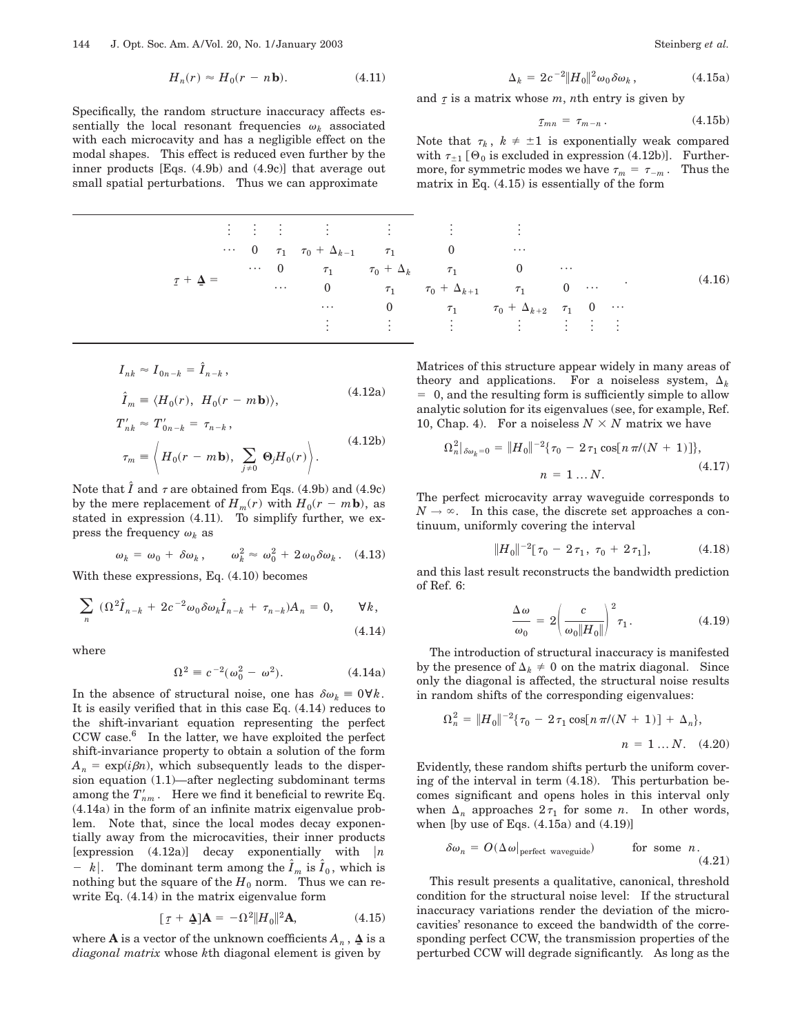$$H_n(r) \approx H_0(r - n\mathbf{b}). \tag{4.11}$$

Specifically, the random structure inaccuracy affects essentially the local resonant frequencies $\omega_k$ associated with each microcavity and has a negligible effect on the modal shapes. This effect is reduced even further by the inner products [Eqs. (4.9b) and (4.9c)] that average out small spatial perturbations. Thus we can approximate

$$I_{nk} \approx I_{0n-k} = \hat{I}_{n-k},$$

$$\hat{I}_m \equiv \langle H_0(r),\ H_0(r - m\mathbf{b})\rangle, \tag{4.12a}$$

$$T'_{nk} \approx T'_{0n-k} = \tau_{n-k},$$

$$\tau_m \equiv \left\langle H_0(r - m\mathbf{b}),\ \sum_{j\neq 0} \mathbf{\Theta}_j H_0(r)\right\rangle. \tag{4.12b}$$

Note that $\hat{I}$ and $\tau$ are obtained from Eqs. (4.9b) and (4.9c) by the mere replacement of $H_m(r)$ with $H_0(r - m\mathbf{b})$, as stated in expression (4.11). To simplify further, we express the frequency $\omega_k$ as

$$\omega_k = \omega_0 + \delta\omega_k, \qquad \omega_k^2 \approx \omega_0^2 + 2\omega_0\delta\omega_k. \tag{4.13}$$

With these expressions, Eq. (4.10) becomes

$$\sum_n (\Omega^2\hat{I}_{n-k} + 2c^{-2}\omega_0\delta\omega_k\hat{I}_{n-k} + \tau_{n-k})A_n = 0, \qquad \forall k, \tag{4.14}$$

where

$$\Omega^2 \equiv c^{-2}(\omega_0^2 - \omega^2). \tag{4.14a}$$

In the absence of structural noise, one has $\delta\omega_k \equiv 0 \forall k$. It is easily verified that in this case Eq. (4.14) reduces to the shift-invariant equation representing the perfect CCW case.[6] In the latter, we have exploited the perfect shift-invariance property to obtain a solution of the form $A_n = \exp(i\beta n)$, which subsequently leads to the dispersion equation (1.1)—after neglecting subdominant terms among the $T'_{nm}$. Here we find it beneficial to rewrite Eq. (4.14a) in the form of an infinite matrix eigenvalue problem. Note that, since the local modes decay exponentially away from the microcavities, their inner products [expression (4.12a)] decay exponentially with $|n - k|$. The dominant term among the $\hat{I}_m$ is $\hat{I}_0$, which is nothing but the square of the $H_0$ norm. Thus we can rewrite Eq. (4.14) in the matrix eigenvalue form

$$[\underline{\tau} + \underline{\mathbf{\Delta}}]\mathbf{A} = -\Omega^2\|H_0\|^2\mathbf{A}, \tag{4.15}$$

where $\mathbf{A}$ is a vector of the unknown coefficients $A_n$, $\underline{\mathbf{\Delta}}$ is a *diagonal matrix* whose $k$th diagonal element is given by

$$\Delta_k = 2c^{-2}\|H_0\|^2\omega_0\delta\omega_k, \tag{4.15a}$$

and $\underline{\tau}$ is a matrix whose $m$, $n$th entry is given by

$$\underline{\tau}_{mn} = \tau_{m-n}. \tag{4.15b}$$

Note that $\tau_k$, $k \neq \pm 1$ is exponentially weak compared with $\tau_{\pm 1}$ [$\Theta_0$ is excluded in expression (4.12b)]. Furthermore, for symmetric modes we have $\tau_m = \tau_{-m}$. Thus the matrix in Eq. (4.15) is essentially of the form

$$\underline{\tau} + \underline{\mathbf{\Delta}} = \begin{pmatrix} \vdots & \vdots & \vdots & \vdots & \vdots & \vdots & \vdots & & & \\ \cdots & 0 & \tau_1 & \tau_0 + \Delta_{k-1} & \tau_1 & 0 & \cdots & & & \\ & \cdots & 0 & \tau_1 & \tau_0 + \Delta_k & \tau_1 & 0 & \cdots & & \\ & & \cdots & 0 & \tau_1 & \tau_0 + \Delta_{k+1} & \tau_1 & 0 & \cdots & \\ & & & \cdots & 0 & \tau_1 & \tau_0 + \Delta_{k+2} & \tau_1 & 0 & \cdots \\ & & & \vdots & \vdots & \vdots & \vdots & \vdots & \vdots & \vdots \end{pmatrix}. \tag{4.16}$$

Matrices of this structure appear widely in many areas of theory and applications. For a noiseless system, $\Delta_k = 0$, and the resulting form is sufficiently simple to allow analytic solution for its eigenvalues (see, for example, Ref. 10, Chap. 4). For a noiseless $N \times N$ matrix we have

$$\Omega_n^2|_{\delta\omega_k=0} = \|H_0\|^{-2}\{\tau_0 - 2\tau_1\cos[n\pi/(N+1)]\},$$
$$n = 1 \ldots N. \tag{4.17}$$

The perfect microcavity array waveguide corresponds to $N \to \infty$. In this case, the discrete set approaches a continuum, uniformly covering the interval

$$\|H_0\|^{-2}[\tau_0 - 2\tau_1,\ \tau_0 + 2\tau_1], \tag{4.18}$$

and this last result reconstructs the bandwidth prediction of Ref. 6:

$$\frac{\Delta\omega}{\omega_0} = 2\left(\frac{c}{\omega_0\|H_0\|}\right)^2\tau_1. \tag{4.19}$$

The introduction of structural inaccuracy is manifested by the presence of $\Delta_k \neq 0$ on the matrix diagonal. Since only the diagonal is affected, the structural noise results in random shifts of the corresponding eigenvalues:

$$\Omega_n^2 = \|H_0\|^{-2}\{\tau_0 - 2\tau_1\cos[n\pi/(N+1)] + \Delta_n\},$$
$$n = 1 \ldots N. \tag{4.20}$$

Evidently, these random shifts perturb the uniform covering of the interval in term (4.18). This perturbation becomes significant and opens holes in this interval only when $\Delta_n$ approaches $2\tau_1$ for some $n$. In other words, when [by use of Eqs. (4.15a) and (4.19)]

$$\delta\omega_n = O(\Delta\omega|_{\text{perfect waveguide}}) \qquad \text{for some } n. \tag{4.21}$$

This result presents a qualitative, canonical, threshold condition for the structural noise level: If the structural inaccuracy variations render the deviation of the microcavities' resonance to exceed the bandwidth of the corresponding perfect CCW, the transmission properties of the perturbed CCW will degrade significantly. As long as the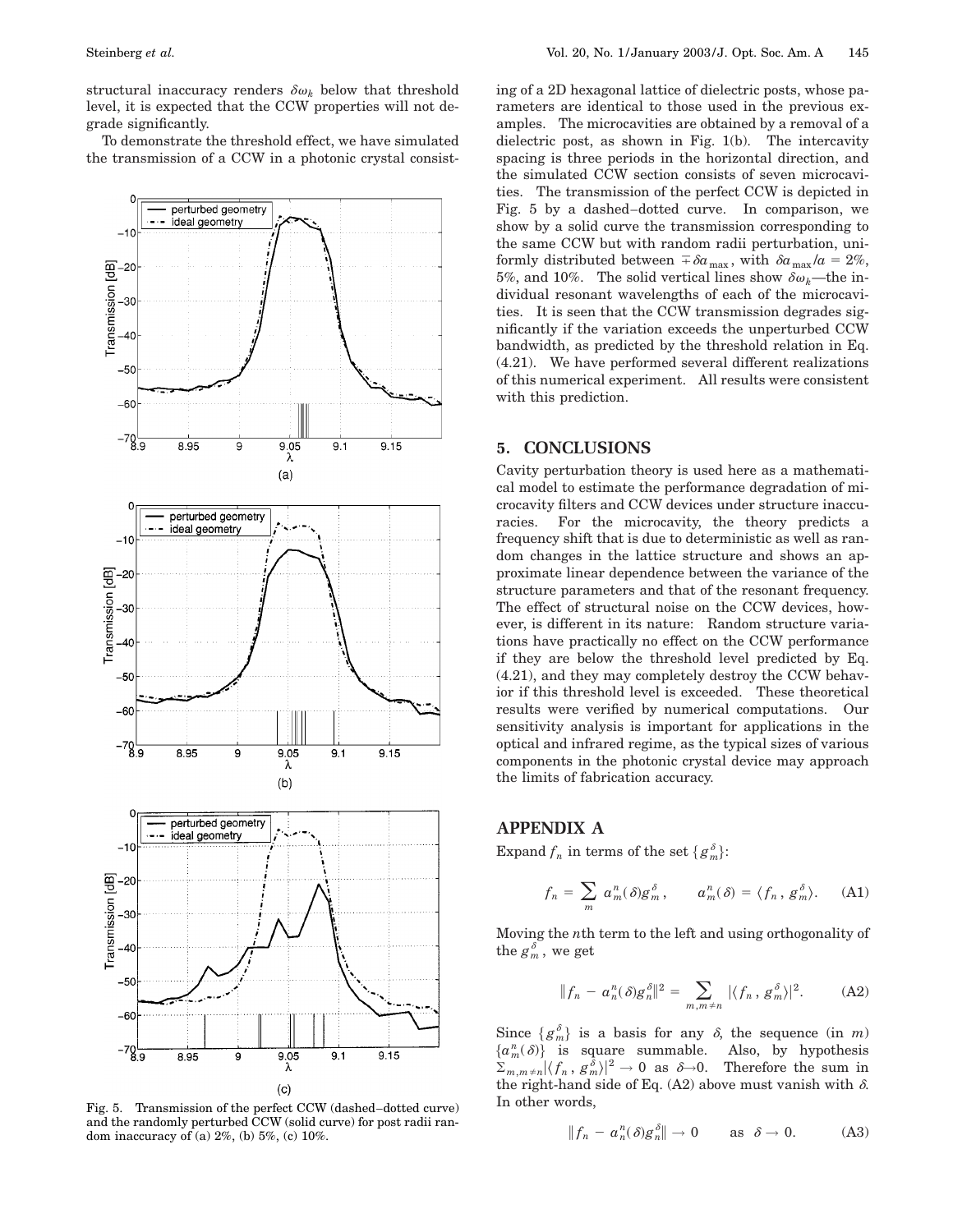structural inaccuracy renders $\delta\omega_k$ below that threshold level, it is expected that the CCW properties will not degrade significantly.

To demonstrate the threshold effect, we have simulated the transmission of a CCW in a photonic crystal consisting of a 2D hexagonal lattice of dielectric posts, whose parameters are identical to those used in the previous examples. The microcavities are obtained by a removal of a dielectric post, as shown in Fig. 1(b). The intercavity spacing is three periods in the horizontal direction, and the simulated CCW section consists of seven microcavities. The transmission of the perfect CCW is depicted in Fig. 5 by a dashed–dotted curve. In comparison, we show by a solid curve the transmission corresponding to the same CCW but with random radii perturbation, uniformly distributed between $\mp\delta a_{\max}$, with $\delta a_{\max}/a = 2\%$, 5%, and 10%. The solid vertical lines show $\delta\omega_k$—the individual resonant wavelengths of each of the microcavities. It is seen that the CCW transmission degrades significantly if the variation exceeds the unperturbed CCW bandwidth, as predicted by the threshold relation in Eq. (4.21). We have performed several different realizations of this numerical experiment. All results were consistent with this prediction.

Fig. 5. Transmission of the perfect CCW (dashed–dotted curve) and the randomly perturbed CCW (solid curve) for post radii random inaccuracy of (a) 2%, (b) 5%, (c) 10%.

## 5. CONCLUSIONS

Cavity perturbation theory is used here as a mathematical model to estimate the performance degradation of microcavity filters and CCW devices under structure inaccuracies. For the microcavity, the theory predicts a frequency shift that is due to deterministic as well as random changes in the lattice structure and shows an approximate linear dependence between the variance of the structure parameters and that of the resonant frequency. The effect of structural noise on the CCW devices, however, is different in its nature: Random structure variations have practically no effect on the CCW performance if they are below the threshold level predicted by Eq. (4.21), and they may completely destroy the CCW behavior if this threshold level is exceeded. These theoretical results were verified by numerical computations. Our sensitivity analysis is important for applications in the optical and infrared regime, as the typical sizes of various components in the photonic crystal device may approach the limits of fabrication accuracy.

## APPENDIX A

Expand $f_n$ in terms of the set $\{g_m^\delta\}$:

$$f_n = \sum_m a_m^n(\delta) g_m^\delta, \qquad a_m^n(\delta) = \langle f_n, g_m^\delta \rangle. \tag{A1}$$

Moving the $n$th term to the left and using orthogonality of the $g_m^\delta$, we get

$$\|f_n - a_n^n(\delta) g_n^\delta\|^2 = \sum_{m, m \neq n} |\langle f_n, g_m^\delta \rangle|^2. \tag{A2}$$

Since $\{g_m^\delta\}$ is a basis for any $\delta$, the sequence (in $m$) $\{a_m^n(\delta)\}$ is square summable. Also, by hypothesis $\Sigma_{m,m\neq n} |\langle f_n, g_m^\delta \rangle|^2 \to 0$ as $\delta \to 0$. Therefore the sum in the right-hand side of Eq. (A2) above must vanish with $\delta$. In other words,

$$\|f_n - a_n^n(\delta) g_n^\delta\| \to 0 \qquad \text{as} \quad \delta \to 0. \tag{A3}$$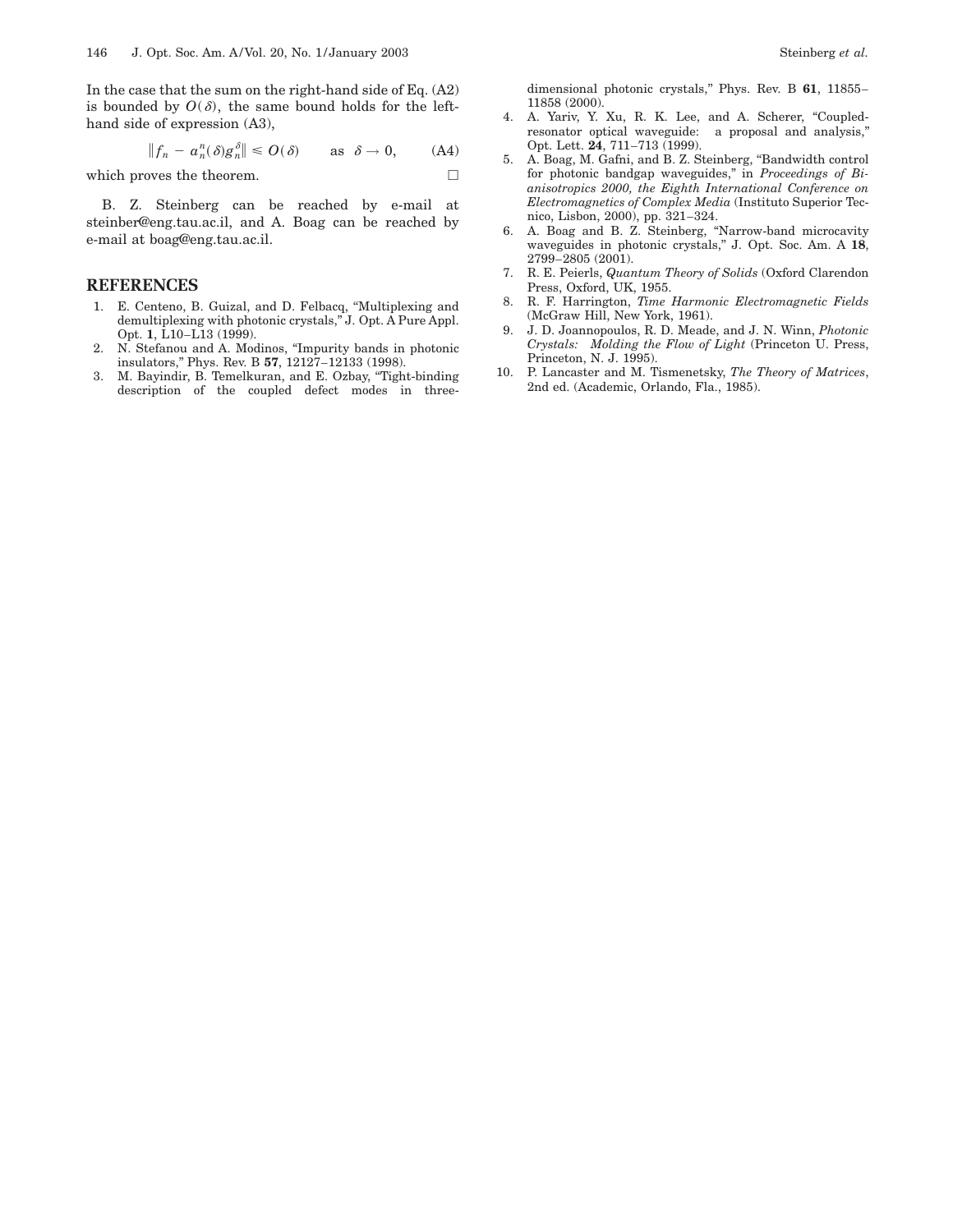In the case that the sum on the right-hand side of Eq. (A2) is bounded by $O(\delta)$, the same bound holds for the left-hand side of expression (A3),

$$\| f_n - a_n^n(\delta) g_n^\delta \| \leq O(\delta) \qquad \text{as} \quad \delta \to 0, \tag{A4}$$

which proves the theorem. □

B. Z. Steinberg can be reached by e-mail at steinber@eng.tau.ac.il, and A. Boag can be reached by e-mail at boag@eng.tau.ac.il.

## REFERENCES

1. E. Centeno, B. Guizal, and D. Felbacq, "Multiplexing and demultiplexing with photonic crystals," J. Opt. A Pure Appl. Opt. **1**, L10–L13 (1999).
2. N. Stefanou and A. Modinos, "Impurity bands in photonic insulators," Phys. Rev. B **57**, 12127–12133 (1998).
3. M. Bayindir, B. Temelkuran, and E. Ozbay, "Tight-binding description of the coupled defect modes in three-dimensional photonic crystals," Phys. Rev. B **61**, 11855–11858 (2000).
4. A. Yariv, Y. Xu, R. K. Lee, and A. Scherer, "Coupled-resonator optical waveguide: a proposal and analysis," Opt. Lett. **24**, 711–713 (1999).
5. A. Boag, M. Gafni, and B. Z. Steinberg, "Bandwidth control for photonic bandgap waveguides," in *Proceedings of Bianisotropics 2000, the Eighth International Conference on Electromagnetics of Complex Media* (Instituto Superior Tecnico, Lisbon, 2000), pp. 321–324.
6. A. Boag and B. Z. Steinberg, "Narrow-band microcavity waveguides in photonic crystals," J. Opt. Soc. Am. A **18**, 2799–2805 (2001).
7. R. E. Peierls, *Quantum Theory of Solids* (Oxford Clarendon Press, Oxford, UK, 1955.
8. R. F. Harrington, *Time Harmonic Electromagnetic Fields* (McGraw Hill, New York, 1961).
9. J. D. Joannopoulos, R. D. Meade, and J. N. Winn, *Photonic Crystals: Molding the Flow of Light* (Princeton U. Press, Princeton, N. J. 1995).
10. P. Lancaster and M. Tismenetsky, *The Theory of Matrices*, 2nd ed. (Academic, Orlando, Fla., 1985).